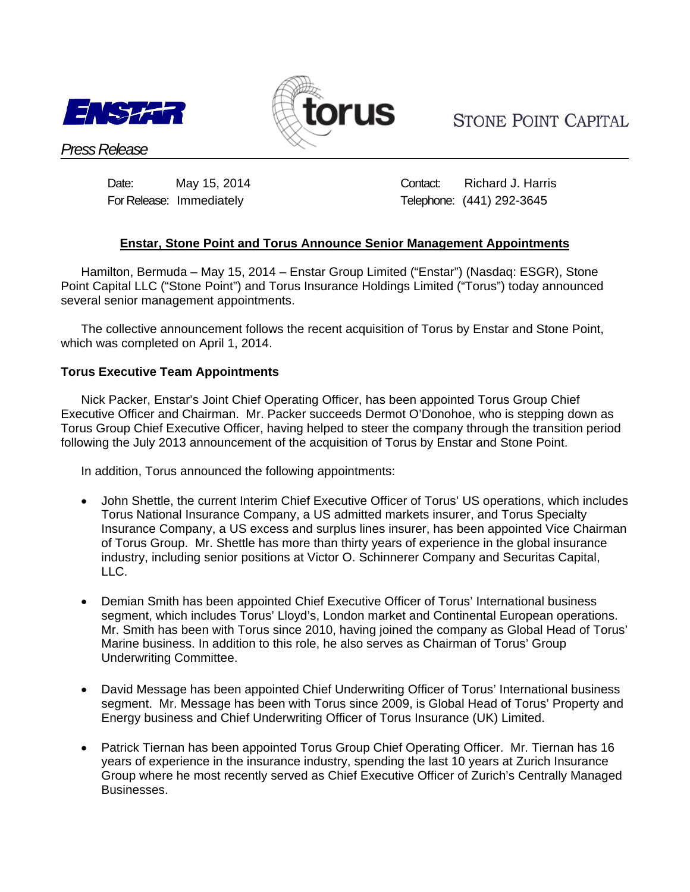ENSTAR

torus

STONE POINT CAPITAL

*Press Release*

Date: May 15, 2014
For Release: Immediately

Contact: Richard J. Harris
Telephone: (441) 292-3645

## **Enstar, Stone Point and Torus Announce Senior Management Appointments**

Hamilton, Bermuda – May 15, 2014 – Enstar Group Limited ("Enstar") (Nasdaq: ESGR), Stone Point Capital LLC ("Stone Point") and Torus Insurance Holdings Limited ("Torus") today announced several senior management appointments.

The collective announcement follows the recent acquisition of Torus by Enstar and Stone Point, which was completed on April 1, 2014.

### **Torus Executive Team Appointments**

Nick Packer, Enstar's Joint Chief Operating Officer, has been appointed Torus Group Chief Executive Officer and Chairman. Mr. Packer succeeds Dermot O'Donohoe, who is stepping down as Torus Group Chief Executive Officer, having helped to steer the company through the transition period following the July 2013 announcement of the acquisition of Torus by Enstar and Stone Point.

In addition, Torus announced the following appointments:

- John Shettle, the current Interim Chief Executive Officer of Torus' US operations, which includes Torus National Insurance Company, a US admitted markets insurer, and Torus Specialty Insurance Company, a US excess and surplus lines insurer, has been appointed Vice Chairman of Torus Group. Mr. Shettle has more than thirty years of experience in the global insurance industry, including senior positions at Victor O. Schinnerer Company and Securitas Capital, LLC.

- Demian Smith has been appointed Chief Executive Officer of Torus' International business segment, which includes Torus' Lloyd's, London market and Continental European operations. Mr. Smith has been with Torus since 2010, having joined the company as Global Head of Torus' Marine business. In addition to this role, he also serves as Chairman of Torus' Group Underwriting Committee.

- David Message has been appointed Chief Underwriting Officer of Torus' International business segment. Mr. Message has been with Torus since 2009, is Global Head of Torus' Property and Energy business and Chief Underwriting Officer of Torus Insurance (UK) Limited.

- Patrick Tiernan has been appointed Torus Group Chief Operating Officer. Mr. Tiernan has 16 years of experience in the insurance industry, spending the last 10 years at Zurich Insurance Group where he most recently served as Chief Executive Officer of Zurich's Centrally Managed Businesses.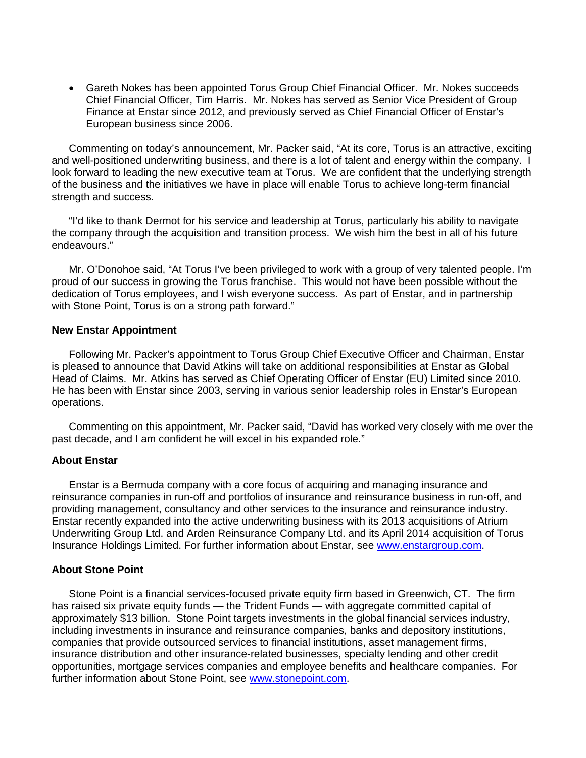- Gareth Nokes has been appointed Torus Group Chief Financial Officer. Mr. Nokes succeeds Chief Financial Officer, Tim Harris. Mr. Nokes has served as Senior Vice President of Group Finance at Enstar since 2012, and previously served as Chief Financial Officer of Enstar's European business since 2006.

Commenting on today's announcement, Mr. Packer said, "At its core, Torus is an attractive, exciting and well-positioned underwriting business, and there is a lot of talent and energy within the company. I look forward to leading the new executive team at Torus. We are confident that the underlying strength of the business and the initiatives we have in place will enable Torus to achieve long-term financial strength and success.

"I'd like to thank Dermot for his service and leadership at Torus, particularly his ability to navigate the company through the acquisition and transition process. We wish him the best in all of his future endeavours."

Mr. O'Donohoe said, "At Torus I've been privileged to work with a group of very talented people. I'm proud of our success in growing the Torus franchise. This would not have been possible without the dedication of Torus employees, and I wish everyone success. As part of Enstar, and in partnership with Stone Point, Torus is on a strong path forward."

**New Enstar Appointment**

Following Mr. Packer's appointment to Torus Group Chief Executive Officer and Chairman, Enstar is pleased to announce that David Atkins will take on additional responsibilities at Enstar as Global Head of Claims. Mr. Atkins has served as Chief Operating Officer of Enstar (EU) Limited since 2010. He has been with Enstar since 2003, serving in various senior leadership roles in Enstar's European operations.

Commenting on this appointment, Mr. Packer said, "David has worked very closely with me over the past decade, and I am confident he will excel in his expanded role."

**About Enstar**

Enstar is a Bermuda company with a core focus of acquiring and managing insurance and reinsurance companies in run-off and portfolios of insurance and reinsurance business in run-off, and providing management, consultancy and other services to the insurance and reinsurance industry. Enstar recently expanded into the active underwriting business with its 2013 acquisitions of Atrium Underwriting Group Ltd. and Arden Reinsurance Company Ltd. and its April 2014 acquisition of Torus Insurance Holdings Limited. For further information about Enstar, see www.enstargroup.com.

**About Stone Point**

Stone Point is a financial services-focused private equity firm based in Greenwich, CT. The firm has raised six private equity funds — the Trident Funds — with aggregate committed capital of approximately $13 billion. Stone Point targets investments in the global financial services industry, including investments in insurance and reinsurance companies, banks and depository institutions, companies that provide outsourced services to financial institutions, asset management firms, insurance distribution and other insurance-related businesses, specialty lending and other credit opportunities, mortgage services companies and employee benefits and healthcare companies. For further information about Stone Point, see www.stonepoint.com.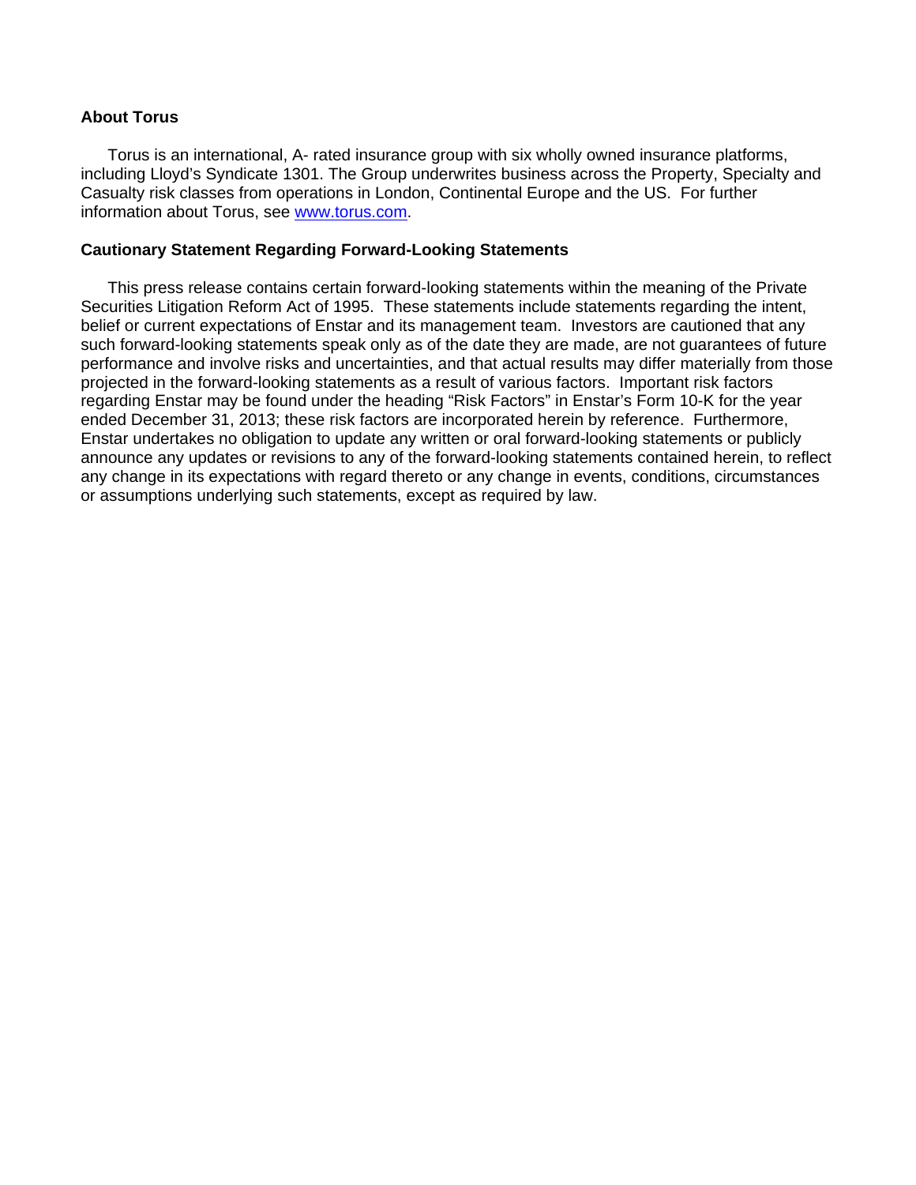**About Torus**

Torus is an international, A- rated insurance group with six wholly owned insurance platforms, including Lloyd's Syndicate 1301. The Group underwrites business across the Property, Specialty and Casualty risk classes from operations in London, Continental Europe and the US. For further information about Torus, see www.torus.com.

**Cautionary Statement Regarding Forward-Looking Statements**

This press release contains certain forward-looking statements within the meaning of the Private Securities Litigation Reform Act of 1995. These statements include statements regarding the intent, belief or current expectations of Enstar and its management team. Investors are cautioned that any such forward-looking statements speak only as of the date they are made, are not guarantees of future performance and involve risks and uncertainties, and that actual results may differ materially from those projected in the forward-looking statements as a result of various factors. Important risk factors regarding Enstar may be found under the heading "Risk Factors" in Enstar's Form 10-K for the year ended December 31, 2013; these risk factors are incorporated herein by reference. Furthermore, Enstar undertakes no obligation to update any written or oral forward-looking statements or publicly announce any updates or revisions to any of the forward-looking statements contained herein, to reflect any change in its expectations with regard thereto or any change in events, conditions, circumstances or assumptions underlying such statements, except as required by law.